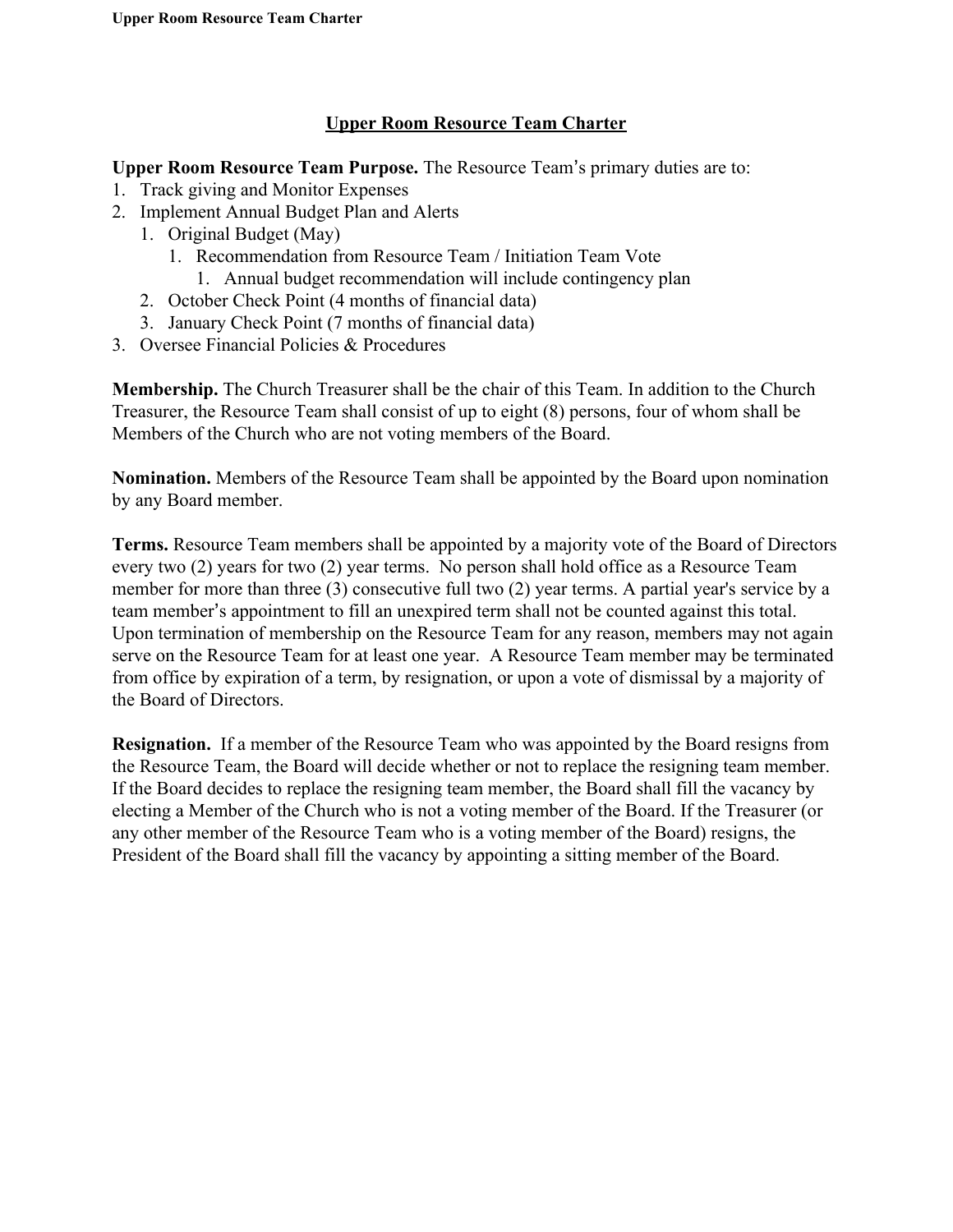# Upper Room Resource Team Charter

**Upper Room Resource Team Purpose.** The Resource Team's primary duties are to:

1. Track giving and Monitor Expenses
2. Implement Annual Budget Plan and Alerts
    1. Original Budget (May)
        1. Recommendation from Resource Team / Initiation Team Vote
            1. Annual budget recommendation will include contingency plan
    2. October Check Point (4 months of financial data)
    3. January Check Point (7 months of financial data)
3. Oversee Financial Policies & Procedures

**Membership.** The Church Treasurer shall be the chair of this Team. In addition to the Church Treasurer, the Resource Team shall consist of up to eight (8) persons, four of whom shall be Members of the Church who are not voting members of the Board.

**Nomination.** Members of the Resource Team shall be appointed by the Board upon nomination by any Board member.

**Terms.** Resource Team members shall be appointed by a majority vote of the Board of Directors every two (2) years for two (2) year terms. No person shall hold office as a Resource Team member for more than three (3) consecutive full two (2) year terms. A partial year's service by a team member's appointment to fill an unexpired term shall not be counted against this total. Upon termination of membership on the Resource Team for any reason, members may not again serve on the Resource Team for at least one year. A Resource Team member may be terminated from office by expiration of a term, by resignation, or upon a vote of dismissal by a majority of the Board of Directors.

**Resignation.** If a member of the Resource Team who was appointed by the Board resigns from the Resource Team, the Board will decide whether or not to replace the resigning team member. If the Board decides to replace the resigning team member, the Board shall fill the vacancy by electing a Member of the Church who is not a voting member of the Board. If the Treasurer (or any other member of the Resource Team who is a voting member of the Board) resigns, the President of the Board shall fill the vacancy by appointing a sitting member of the Board.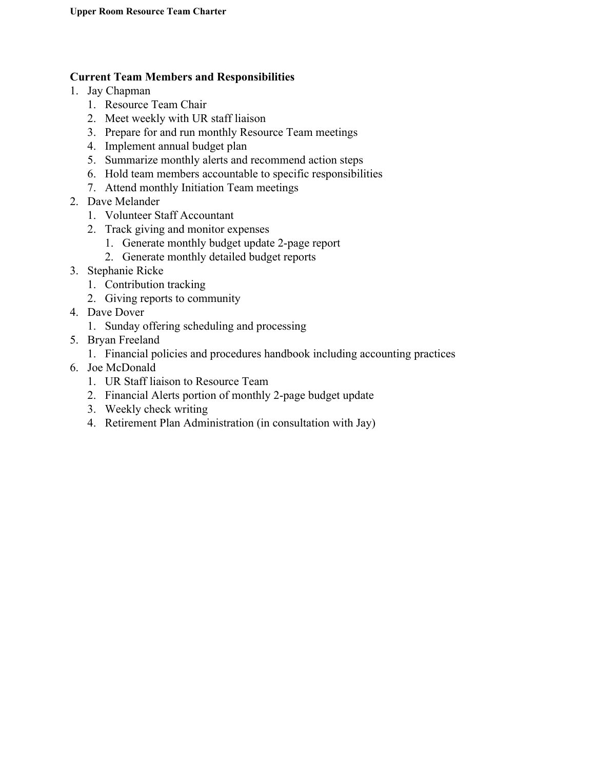## Current Team Members and Responsibilities

1. Jay Chapman
   1. Resource Team Chair
   2. Meet weekly with UR staff liaison
   3. Prepare for and run monthly Resource Team meetings
   4. Implement annual budget plan
   5. Summarize monthly alerts and recommend action steps
   6. Hold team members accountable to specific responsibilities
   7. Attend monthly Initiation Team meetings
2. Dave Melander
   1. Volunteer Staff Accountant
   2. Track giving and monitor expenses
      1. Generate monthly budget update 2-page report
      2. Generate monthly detailed budget reports
3. Stephanie Ricke
   1. Contribution tracking
   2. Giving reports to community
4. Dave Dover
   1. Sunday offering scheduling and processing
5. Bryan Freeland
   1. Financial policies and procedures handbook including accounting practices
6. Joe McDonald
   1. UR Staff liaison to Resource Team
   2. Financial Alerts portion of monthly 2-page budget update
   3. Weekly check writing
   4. Retirement Plan Administration (in consultation with Jay)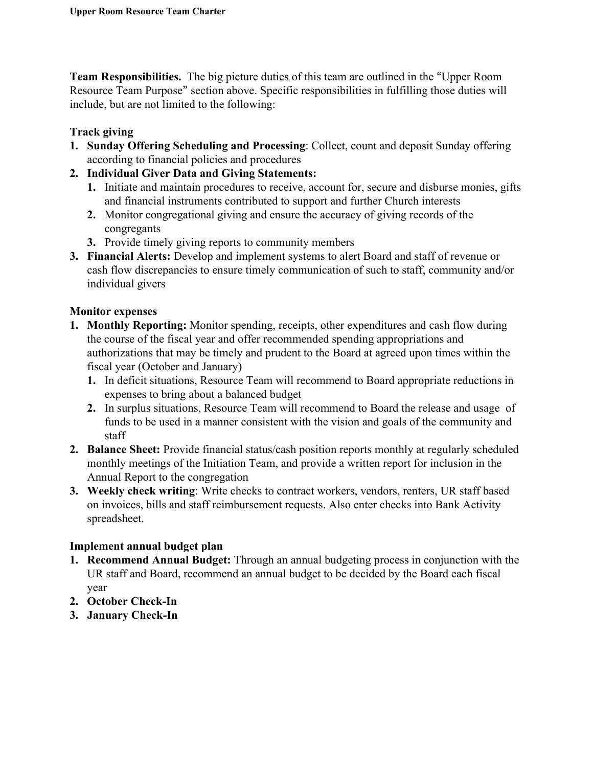**Team Responsibilities.** The big picture duties of this team are outlined in the "Upper Room Resource Team Purpose" section above. Specific responsibilities in fulfilling those duties will include, but are not limited to the following:

**Track giving**

1. **Sunday Offering Scheduling and Processing**: Collect, count and deposit Sunday offering according to financial policies and procedures
2. **Individual Giver Data and Giving Statements:**
    1. Initiate and maintain procedures to receive, account for, secure and disburse monies, gifts and financial instruments contributed to support and further Church interests
    2. Monitor congregational giving and ensure the accuracy of giving records of the congregants
    3. Provide timely giving reports to community members
3. **Financial Alerts:** Develop and implement systems to alert Board and staff of revenue or cash flow discrepancies to ensure timely communication of such to staff, community and/or individual givers

**Monitor expenses**

1. **Monthly Reporting:** Monitor spending, receipts, other expenditures and cash flow during the course of the fiscal year and offer recommended spending appropriations and authorizations that may be timely and prudent to the Board at agreed upon times within the fiscal year (October and January)
    1. In deficit situations, Resource Team will recommend to Board appropriate reductions in expenses to bring about a balanced budget
    2. In surplus situations, Resource Team will recommend to Board the release and usage of funds to be used in a manner consistent with the vision and goals of the community and staff
2. **Balance Sheet:** Provide financial status/cash position reports monthly at regularly scheduled monthly meetings of the Initiation Team, and provide a written report for inclusion in the Annual Report to the congregation
3. **Weekly check writing**: Write checks to contract workers, vendors, renters, UR staff based on invoices, bills and staff reimbursement requests. Also enter checks into Bank Activity spreadsheet.

**Implement annual budget plan**

1. **Recommend Annual Budget:** Through an annual budgeting process in conjunction with the UR staff and Board, recommend an annual budget to be decided by the Board each fiscal year
2. **October Check-In**
3. **January Check-In**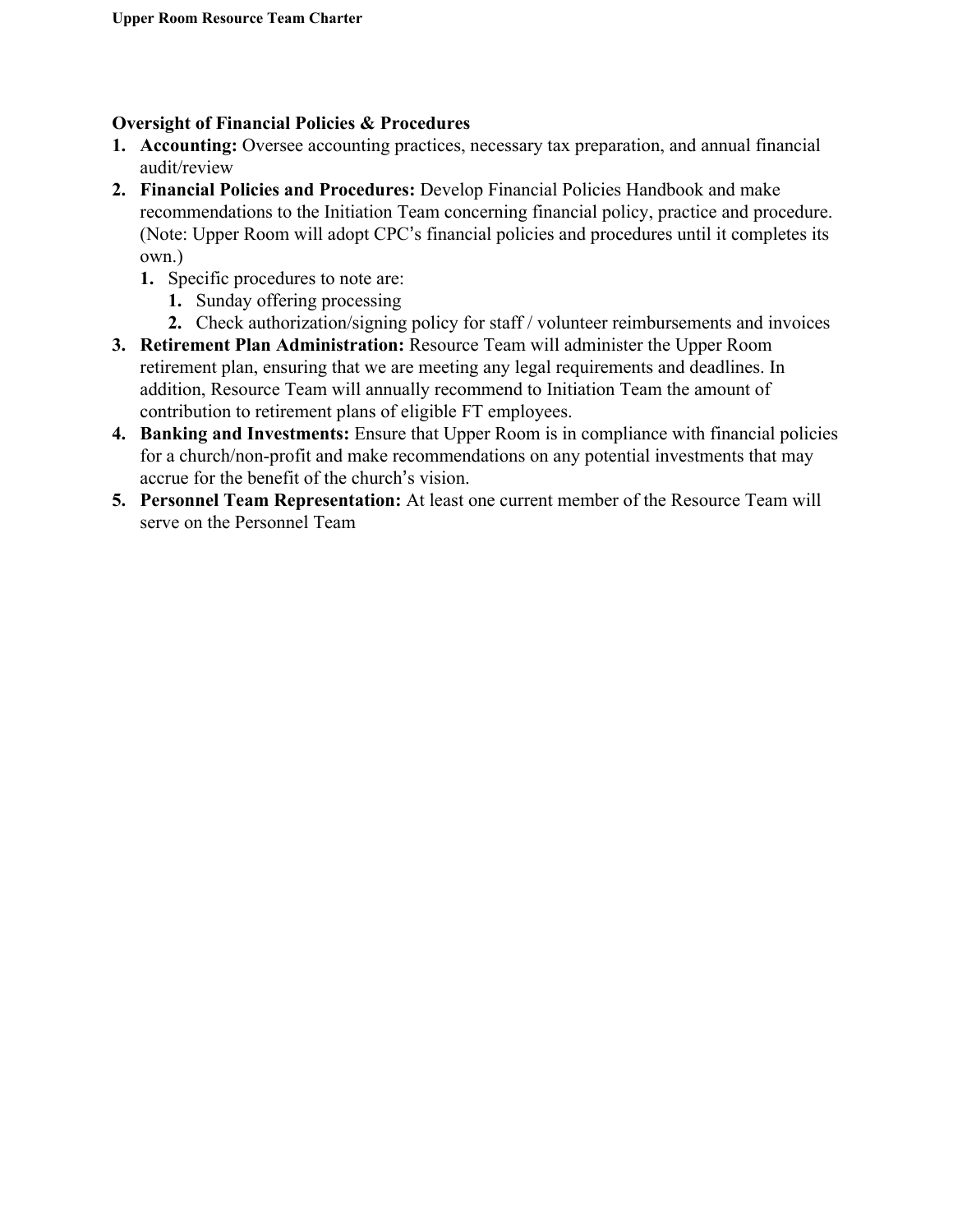**Oversight of Financial Policies & Procedures**

1. **Accounting:** Oversee accounting practices, necessary tax preparation, and annual financial audit/review
2. **Financial Policies and Procedures:** Develop Financial Policies Handbook and make recommendations to the Initiation Team concerning financial policy, practice and procedure. (Note: Upper Room will adopt CPC's financial policies and procedures until it completes its own.)
   1. Specific procedures to note are:
      1. Sunday offering processing
      2. Check authorization/signing policy for staff / volunteer reimbursements and invoices
3. **Retirement Plan Administration:** Resource Team will administer the Upper Room retirement plan, ensuring that we are meeting any legal requirements and deadlines. In addition, Resource Team will annually recommend to Initiation Team the amount of contribution to retirement plans of eligible FT employees.
4. **Banking and Investments:** Ensure that Upper Room is in compliance with financial policies for a church/non-profit and make recommendations on any potential investments that may accrue for the benefit of the church's vision.
5. **Personnel Team Representation:** At least one current member of the Resource Team will serve on the Personnel Team